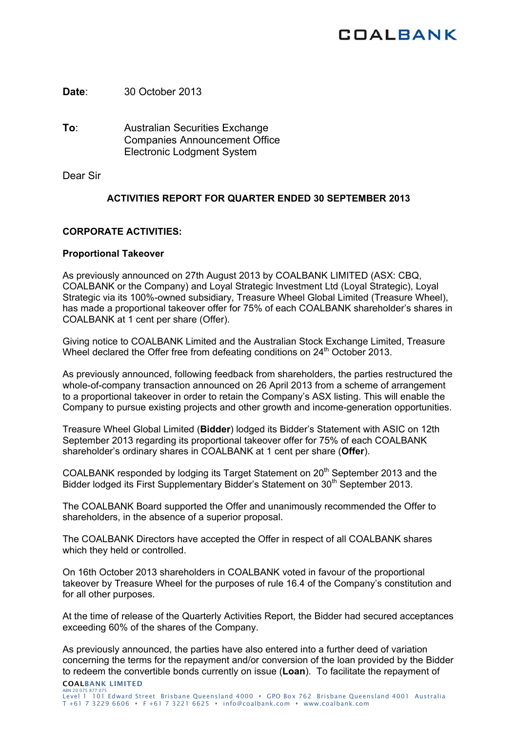COALBANK

**Date**: 30 October 2013

**To**: Australian Securities Exchange
Companies Announcement Office
Electronic Lodgment System

Dear Sir

**ACTIVITIES REPORT FOR QUARTER ENDED 30 SEPTEMBER 2013**

**CORPORATE ACTIVITIES:**

**Proportional Takeover**

As previously announced on 27th August 2013 by COALBANK LIMITED (ASX: CBQ, COALBANK or the Company) and Loyal Strategic Investment Ltd (Loyal Strategic), Loyal Strategic via its 100%-owned subsidiary, Treasure Wheel Global Limited (Treasure Wheel), has made a proportional takeover offer for 75% of each COALBANK shareholder's shares in COALBANK at 1 cent per share (Offer).

Giving notice to COALBANK Limited and the Australian Stock Exchange Limited, Treasure Wheel declared the Offer free from defeating conditions on 24th October 2013.

As previously announced, following feedback from shareholders, the parties restructured the whole-of-company transaction announced on 26 April 2013 from a scheme of arrangement to a proportional takeover in order to retain the Company's ASX listing. This will enable the Company to pursue existing projects and other growth and income-generation opportunities.

Treasure Wheel Global Limited (**Bidder**) lodged its Bidder's Statement with ASIC on 12th September 2013 regarding its proportional takeover offer for 75% of each COALBANK shareholder's ordinary shares in COALBANK at 1 cent per share (**Offer**).

COALBANK responded by lodging its Target Statement on 20th September 2013 and the Bidder lodged its First Supplementary Bidder's Statement on 30th September 2013.

The COALBANK Board supported the Offer and unanimously recommended the Offer to shareholders, in the absence of a superior proposal.

The COALBANK Directors have accepted the Offer in respect of all COALBANK shares which they held or controlled.

On 16th October 2013 shareholders in COALBANK voted in favour of the proportional takeover by Treasure Wheel for the purposes of rule 16.4 of the Company's constitution and for all other purposes.

At the time of release of the Quarterly Activities Report, the Bidder had secured acceptances exceeding 60% of the shares of the Company.

As previously announced, the parties have also entered into a further deed of variation concerning the terms for the repayment and/or conversion of the loan provided by the Bidder to redeem the convertible bonds currently on issue (**Loan**). To facilitate the repayment of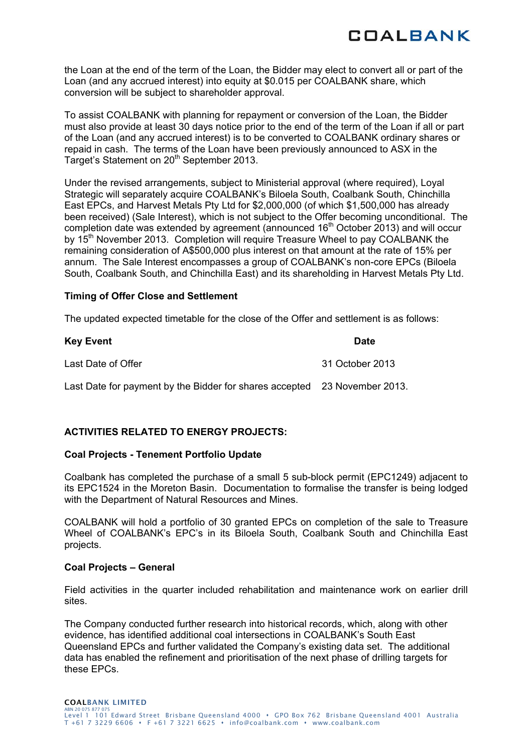the Loan at the end of the term of the Loan, the Bidder may elect to convert all or part of the Loan (and any accrued interest) into equity at $0.015 per COALBANK share, which conversion will be subject to shareholder approval.

To assist COALBANK with planning for repayment or conversion of the Loan, the Bidder must also provide at least 30 days notice prior to the end of the term of the Loan if all or part of the Loan (and any accrued interest) is to be converted to COALBANK ordinary shares or repaid in cash. The terms of the Loan have been previously announced to ASX in the Target's Statement on 20th September 2013.

Under the revised arrangements, subject to Ministerial approval (where required), Loyal Strategic will separately acquire COALBANK's Biloela South, Coalbank South, Chinchilla East EPCs, and Harvest Metals Pty Ltd for $2,000,000 (of which $1,500,000 has already been received) (Sale Interest), which is not subject to the Offer becoming unconditional. The completion date was extended by agreement (announced 16th October 2013) and will occur by 15th November 2013. Completion will require Treasure Wheel to pay COALBANK the remaining consideration of A$500,000 plus interest on that amount at the rate of 15% per annum. The Sale Interest encompasses a group of COALBANK's non-core EPCs (Biloela South, Coalbank South, and Chinchilla East) and its shareholding in Harvest Metals Pty Ltd.

**Timing of Offer Close and Settlement**

The updated expected timetable for the close of the Offer and settlement is as follows:

| Key Event | Date |
|---|---|
| Last Date of Offer | 31 October 2013 |
| Last Date for payment by the Bidder for shares accepted | 23 November 2013. |

**ACTIVITIES RELATED TO ENERGY PROJECTS:**

**Coal Projects - Tenement Portfolio Update**

Coalbank has completed the purchase of a small 5 sub-block permit (EPC1249) adjacent to its EPC1524 in the Moreton Basin. Documentation to formalise the transfer is being lodged with the Department of Natural Resources and Mines.

COALBANK will hold a portfolio of 30 granted EPCs on completion of the sale to Treasure Wheel of COALBANK's EPC's in its Biloela South, Coalbank South and Chinchilla East projects.

**Coal Projects – General**

Field activities in the quarter included rehabilitation and maintenance work on earlier drill sites.

The Company conducted further research into historical records, which, along with other evidence, has identified additional coal intersections in COALBANK's South East Queensland EPCs and further validated the Company's existing data set. The additional data has enabled the refinement and prioritisation of the next phase of drilling targets for these EPCs.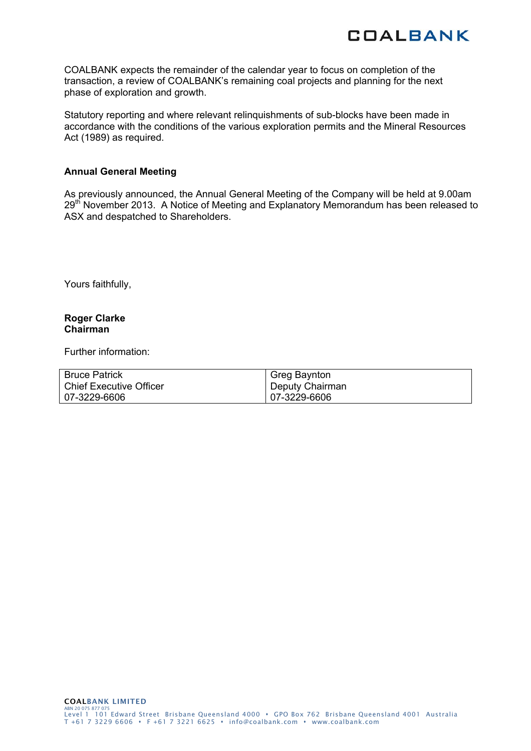COALBANK expects the remainder of the calendar year to focus on completion of the transaction, a review of COALBANK's remaining coal projects and planning for the next phase of exploration and growth.

Statutory reporting and where relevant relinquishments of sub-blocks have been made in accordance with the conditions of the various exploration permits and the Mineral Resources Act (1989) as required.

**Annual General Meeting**

As previously announced, the Annual General Meeting of the Company will be held at 9.00am 29th November 2013. A Notice of Meeting and Explanatory Memorandum has been released to ASX and despatched to Shareholders.

Yours faithfully,

**Roger Clarke**
**Chairman**

Further information:

| | |
|---|---|
| Bruce Patrick<br>Chief Executive Officer<br>07-3229-6606 | Greg Baynton<br>Deputy Chairman<br>07-3229-6606 |